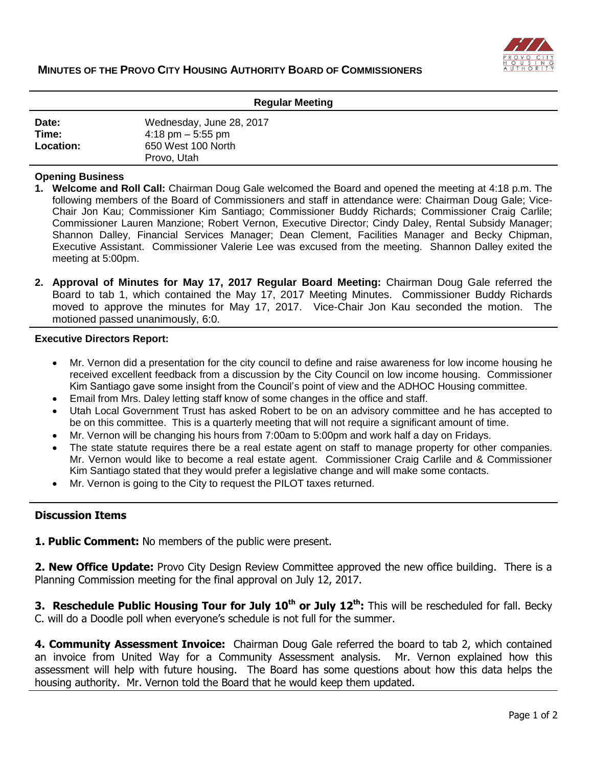# MINUTES OF THE PROVO CITY HOUSING AUTHORITY BOARD OF COMMISSIONERS

## Regular Meeting

| | |
|---|---|
| **Date:** | Wednesday, June 28, 2017 |
| **Time:** | 4:18 pm – 5:55 pm |
| **Location:** | 650 West 100 North<br>Provo, Utah |

### Opening Business

1. **Welcome and Roll Call:** Chairman Doug Gale welcomed the Board and opened the meeting at 4:18 p.m. The following members of the Board of Commissioners and staff in attendance were: Chairman Doug Gale; Vice-Chair Jon Kau; Commissioner Kim Santiago; Commissioner Buddy Richards; Commissioner Craig Carlile; Commissioner Lauren Manzione; Robert Vernon, Executive Director; Cindy Daley, Rental Subsidy Manager; Shannon Dalley, Financial Services Manager; Dean Clement, Facilities Manager and Becky Chipman, Executive Assistant. Commissioner Valerie Lee was excused from the meeting. Shannon Dalley exited the meeting at 5:00pm.

2. **Approval of Minutes for May 17, 2017 Regular Board Meeting:** Chairman Doug Gale referred the Board to tab 1, which contained the May 17, 2017 Meeting Minutes. Commissioner Buddy Richards moved to approve the minutes for May 17, 2017. Vice-Chair Jon Kau seconded the motion. The motioned passed unanimously, 6:0.

### Executive Directors Report:

- Mr. Vernon did a presentation for the city council to define and raise awareness for low income housing he received excellent feedback from a discussion by the City Council on low income housing. Commissioner Kim Santiago gave some insight from the Council's point of view and the ADHOC Housing committee.
- Email from Mrs. Daley letting staff know of some changes in the office and staff.
- Utah Local Government Trust has asked Robert to be on an advisory committee and he has accepted to be on this committee. This is a quarterly meeting that will not require a significant amount of time.
- Mr. Vernon will be changing his hours from 7:00am to 5:00pm and work half a day on Fridays.
- The state statute requires there be a real estate agent on staff to manage property for other companies. Mr. Vernon would like to become a real estate agent. Commissioner Craig Carlile and & Commissioner Kim Santiago stated that they would prefer a legislative change and will make some contacts.
- Mr. Vernon is going to the City to request the PILOT taxes returned.

### Discussion Items

**1. Public Comment:** No members of the public were present.

**2. New Office Update:** Provo City Design Review Committee approved the new office building. There is a Planning Commission meeting for the final approval on July 12, 2017.

**3. Reschedule Public Housing Tour for July 10th or July 12th:** This will be rescheduled for fall. Becky C. will do a Doodle poll when everyone's schedule is not full for the summer.

**4. Community Assessment Invoice:** Chairman Doug Gale referred the board to tab 2, which contained an invoice from United Way for a Community Assessment analysis. Mr. Vernon explained how this assessment will help with future housing. The Board has some questions about how this data helps the housing authority. Mr. Vernon told the Board that he would keep them updated.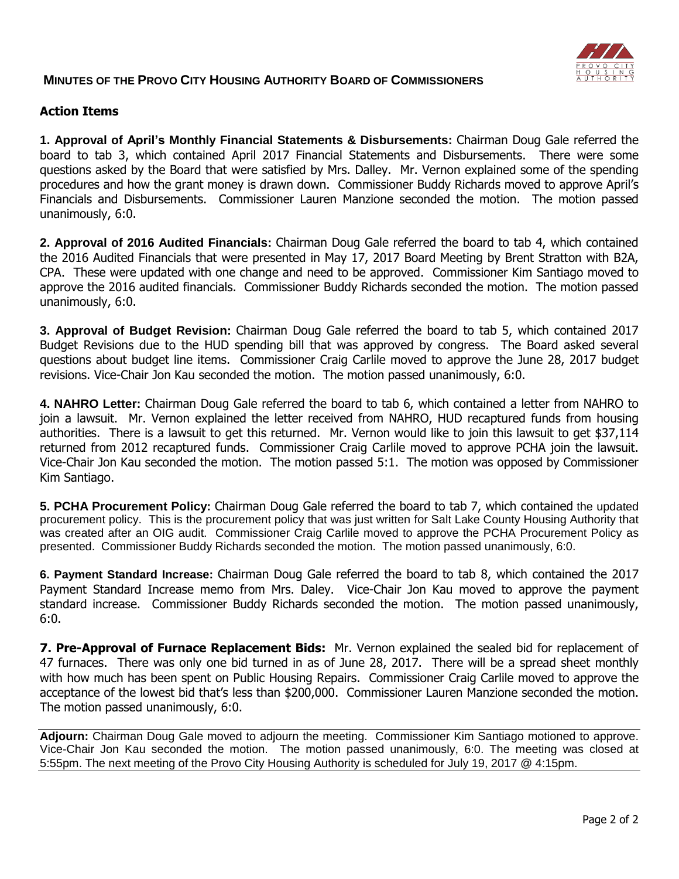**MINUTES OF THE PROVO CITY HOUSING AUTHORITY BOARD OF COMMISSIONERS**

### Action Items

**1. Approval of April's Monthly Financial Statements & Disbursements:** Chairman Doug Gale referred the board to tab 3, which contained April 2017 Financial Statements and Disbursements. There were some questions asked by the Board that were satisfied by Mrs. Dalley. Mr. Vernon explained some of the spending procedures and how the grant money is drawn down. Commissioner Buddy Richards moved to approve April's Financials and Disbursements. Commissioner Lauren Manzione seconded the motion. The motion passed unanimously, 6:0.

**2. Approval of 2016 Audited Financials:** Chairman Doug Gale referred the board to tab 4, which contained the 2016 Audited Financials that were presented in May 17, 2017 Board Meeting by Brent Stratton with B2A, CPA. These were updated with one change and need to be approved. Commissioner Kim Santiago moved to approve the 2016 audited financials. Commissioner Buddy Richards seconded the motion. The motion passed unanimously, 6:0.

**3. Approval of Budget Revision:** Chairman Doug Gale referred the board to tab 5, which contained 2017 Budget Revisions due to the HUD spending bill that was approved by congress. The Board asked several questions about budget line items. Commissioner Craig Carlile moved to approve the June 28, 2017 budget revisions. Vice-Chair Jon Kau seconded the motion. The motion passed unanimously, 6:0.

**4. NAHRO Letter:** Chairman Doug Gale referred the board to tab 6, which contained a letter from NAHRO to join a lawsuit. Mr. Vernon explained the letter received from NAHRO, HUD recaptured funds from housing authorities. There is a lawsuit to get this returned. Mr. Vernon would like to join this lawsuit to get $37,114 returned from 2012 recaptured funds. Commissioner Craig Carlile moved to approve PCHA join the lawsuit. Vice-Chair Jon Kau seconded the motion. The motion passed 5:1. The motion was opposed by Commissioner Kim Santiago.

**5. PCHA Procurement Policy:** Chairman Doug Gale referred the board to tab 7, which contained the updated procurement policy. This is the procurement policy that was just written for Salt Lake County Housing Authority that was created after an OIG audit. Commissioner Craig Carlile moved to approve the PCHA Procurement Policy as presented. Commissioner Buddy Richards seconded the motion. The motion passed unanimously, 6:0.

**6. Payment Standard Increase:** Chairman Doug Gale referred the board to tab 8, which contained the 2017 Payment Standard Increase memo from Mrs. Daley. Vice-Chair Jon Kau moved to approve the payment standard increase. Commissioner Buddy Richards seconded the motion. The motion passed unanimously, 6:0.

**7. Pre-Approval of Furnace Replacement Bids:** Mr. Vernon explained the sealed bid for replacement of 47 furnaces. There was only one bid turned in as of June 28, 2017. There will be a spread sheet monthly with how much has been spent on Public Housing Repairs. Commissioner Craig Carlile moved to approve the acceptance of the lowest bid that's less than $200,000. Commissioner Lauren Manzione seconded the motion. The motion passed unanimously, 6:0.

**Adjourn:** Chairman Doug Gale moved to adjourn the meeting. Commissioner Kim Santiago motioned to approve. Vice-Chair Jon Kau seconded the motion. The motion passed unanimously, 6:0. The meeting was closed at 5:55pm. The next meeting of the Provo City Housing Authority is scheduled for July 19, 2017 @ 4:15pm.